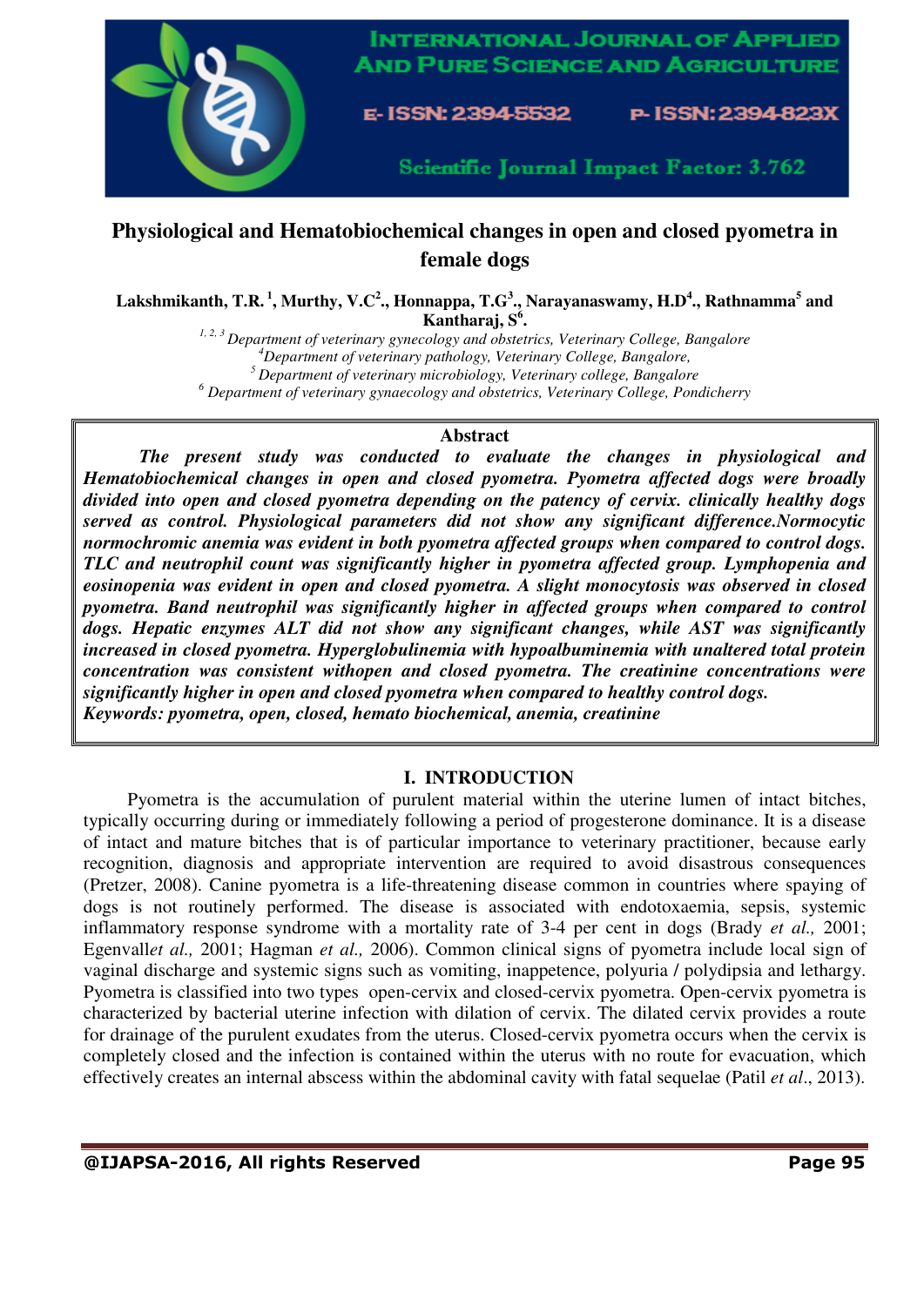# Physiological and Hematobiochemical changes in open and closed pyometra in female dogs

**Lakshmikanth, T.R.[1], Murthy, V.C[2]., Honnappa, T.G[3]., Narayanaswamy, H.D[4]., Rathnamma[5] and Kantharaj, S[6].**

[1, 2, 3] *Department of veterinary gynecology and obstetrics, Veterinary College, Bangalore*
[4] *Department of veterinary pathology, Veterinary College, Bangalore,*
[5] *Department of veterinary microbiology, Veterinary college, Bangalore*
[6] *Department of veterinary gynaecology and obstetrics, Veterinary College, Pondicherry*

**Abstract**

***The present study was conducted to evaluate the changes in physiological and Hematobiochemical changes in open and closed pyometra. Pyometra affected dogs were broadly divided into open and closed pyometra depending on the patency of cervix. clinically healthy dogs served as control. Physiological parameters did not show any significant difference.Normocytic normochromic anemia was evident in both pyometra affected groups when compared to control dogs. TLC and neutrophil count was significantly higher in pyometra affected group. Lymphopenia and eosinopenia was evident in open and closed pyometra. A slight monocytosis was observed in closed pyometra. Band neutrophil was significantly higher in affected groups when compared to control dogs. Hepatic enzymes ALT did not show any significant changes, while AST was significantly increased in closed pyometra. Hyperglobulinemia with hypoalbuminemia with unaltered total protein concentration was consistent withopen and closed pyometra. The creatinine concentrations were significantly higher in open and closed pyometra when compared to healthy control dogs.***

***Keywords: pyometra, open, closed, hemato biochemical, anemia, creatinine***

## I. INTRODUCTION

Pyometra is the accumulation of purulent material within the uterine lumen of intact bitches, typically occurring during or immediately following a period of progesterone dominance. It is a disease of intact and mature bitches that is of particular importance to veterinary practitioner, because early recognition, diagnosis and appropriate intervention are required to avoid disastrous consequences (Pretzer, 2008). Canine pyometra is a life-threatening disease common in countries where spaying of dogs is not routinely performed. The disease is associated with endotoxaemia, sepsis, systemic inflammatory response syndrome with a mortality rate of 3-4 per cent in dogs (Brady *et al.,* 2001; Egenvall*et al.,* 2001; Hagman *et al.,* 2006). Common clinical signs of pyometra include local sign of vaginal discharge and systemic signs such as vomiting, inappetence, polyuria / polydipsia and lethargy. Pyometra is classified into two types open-cervix and closed-cervix pyometra. Open-cervix pyometra is characterized by bacterial uterine infection with dilation of cervix. The dilated cervix provides a route for drainage of the purulent exudates from the uterus. Closed-cervix pyometra occurs when the cervix is completely closed and the infection is contained within the uterus with no route for evacuation, which effectively creates an internal abscess within the abdominal cavity with fatal sequelae (Patil *et al*., 2013).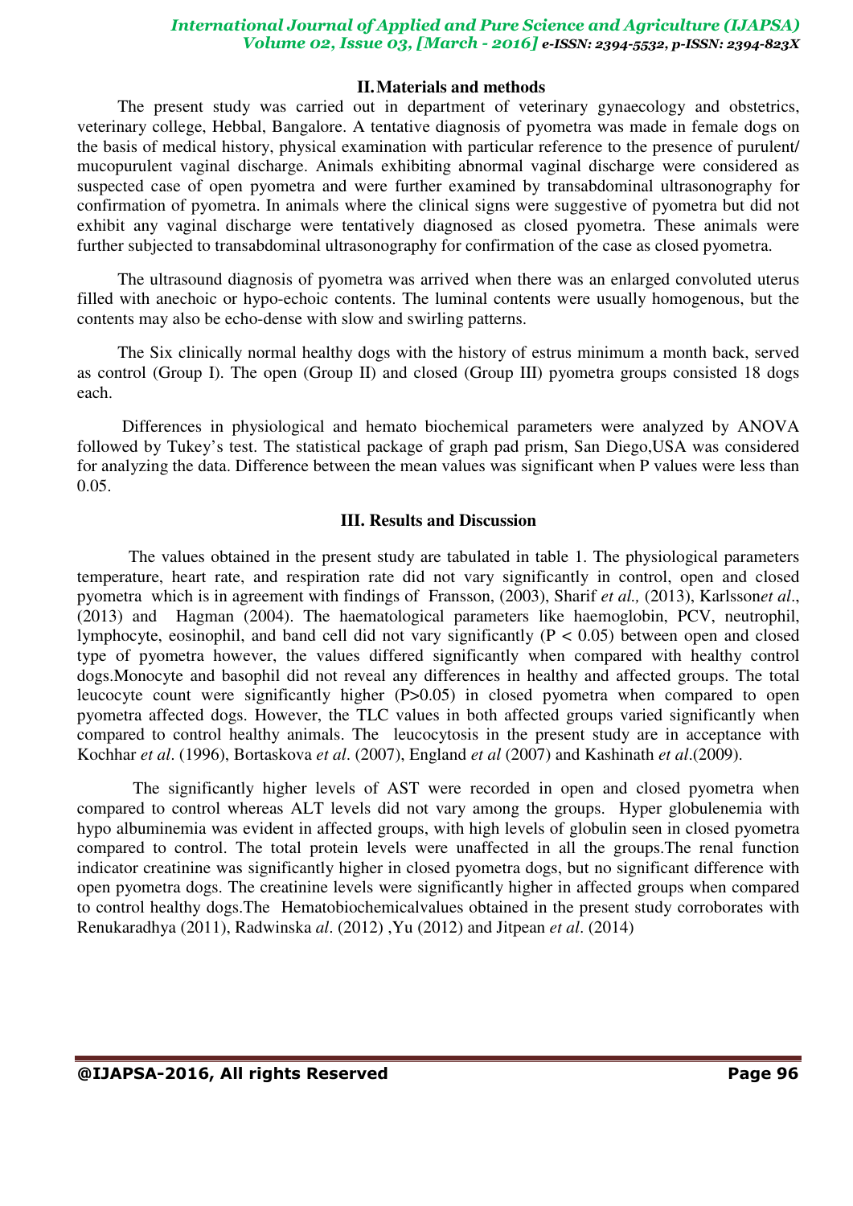## II. Materials and methods

The present study was carried out in department of veterinary gynaecology and obstetrics, veterinary college, Hebbal, Bangalore. A tentative diagnosis of pyometra was made in female dogs on the basis of medical history, physical examination with particular reference to the presence of purulent/ mucopurulent vaginal discharge. Animals exhibiting abnormal vaginal discharge were considered as suspected case of open pyometra and were further examined by transabdominal ultrasonography for confirmation of pyometra. In animals where the clinical signs were suggestive of pyometra but did not exhibit any vaginal discharge were tentatively diagnosed as closed pyometra. These animals were further subjected to transabdominal ultrasonography for confirmation of the case as closed pyometra.

The ultrasound diagnosis of pyometra was arrived when there was an enlarged convoluted uterus filled with anechoic or hypo-echoic contents. The luminal contents were usually homogenous, but the contents may also be echo-dense with slow and swirling patterns.

The Six clinically normal healthy dogs with the history of estrus minimum a month back, served as control (Group I). The open (Group II) and closed (Group III) pyometra groups consisted 18 dogs each.

Differences in physiological and hemato biochemical parameters were analyzed by ANOVA followed by Tukey's test. The statistical package of graph pad prism, San Diego,USA was considered for analyzing the data. Difference between the mean values was significant when P values were less than 0.05.

## III. Results and Discussion

The values obtained in the present study are tabulated in table 1. The physiological parameters temperature, heart rate, and respiration rate did not vary significantly in control, open and closed pyometra which is in agreement with findings of Fransson, (2003), Sharif *et al.,* (2013), Karlsson*et al*., (2013) and Hagman (2004). The haematological parameters like haemoglobin, PCV, neutrophil, lymphocyte, eosinophil, and band cell did not vary significantly ($P < 0.05$) between open and closed type of pyometra however, the values differed significantly when compared with healthy control dogs.Monocyte and basophil did not reveal any differences in healthy and affected groups. The total leucocyte count were significantly higher ($P>0.05$) in closed pyometra when compared to open pyometra affected dogs. However, the TLC values in both affected groups varied significantly when compared to control healthy animals. The leucocytosis in the present study are in acceptance with Kochhar *et al*. (1996), Bortaskova *et al*. (2007), England *et al* (2007) and Kashinath *et al*.(2009).

The significantly higher levels of AST were recorded in open and closed pyometra when compared to control whereas ALT levels did not vary among the groups. Hyper globulenemia with hypo albuminemia was evident in affected groups, with high levels of globulin seen in closed pyometra compared to control. The total protein levels were unaffected in all the groups.The renal function indicator creatinine was significantly higher in closed pyometra dogs, but no significant difference with open pyometra dogs. The creatinine levels were significantly higher in affected groups when compared to control healthy dogs.The Hematobiochemicalvalues obtained in the present study corroborates with Renukaradhya (2011), Radwinska *al*. (2012) ,Yu (2012) and Jitpean *et al*. (2014)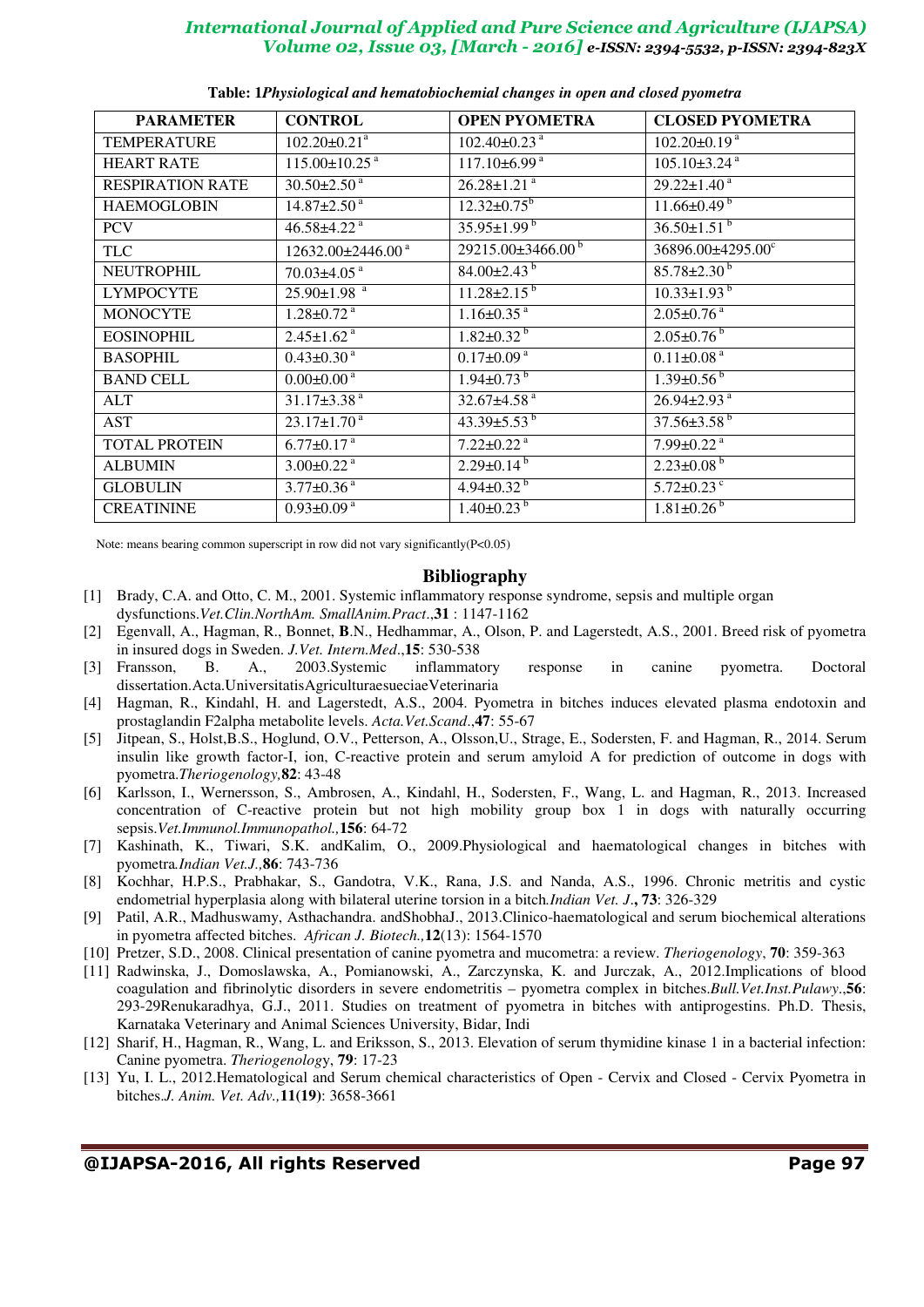**Table: 1** *Physiological and hematobiochemial changes in open and closed pyometra*

| PARAMETER | CONTROL | OPEN PYOMETRA | CLOSED PYOMETRA |
| --- | --- | --- | --- |
| TEMPERATURE | 102.20±0.21$^{a}$ | 102.40±0.23$^{a}$ | 102.20±0.19$^{a}$ |
| HEART RATE | 115.00±10.25$^{a}$ | 117.10±6.99$^{a}$ | 105.10±3.24$^{a}$ |
| RESPIRATION RATE | 30.50±2.50$^{a}$ | 26.28±1.21$^{a}$ | 29.22±1.40$^{a}$ |
| HAEMOGLOBIN | 14.87±2.50$^{a}$ | 12.32±0.75$^{b}$ | 11.66±0.49$^{b}$ |
| PCV | 46.58±4.22$^{a}$ | 35.95±1.99$^{b}$ | 36.50±1.51$^{b}$ |
| TLC | 12632.00±2446.00$^{a}$ | 29215.00±3466.00$^{b}$ | 36896.00±4295.00$^{c}$ |
| NEUTROPHIL | 70.03±4.05$^{a}$ | 84.00±2.43$^{b}$ | 85.78±2.30$^{b}$ |
| LYMPOCYTE | 25.90±1.98$^{a}$ | 11.28±2.15$^{b}$ | 10.33±1.93$^{b}$ |
| MONOCYTE | 1.28±0.72$^{a}$ | 1.16±0.35$^{a}$ | 2.05±0.76$^{a}$ |
| EOSINOPHIL | 2.45±1.62$^{a}$ | 1.82±0.32$^{b}$ | 2.05±0.76$^{b}$ |
| BASOPHIL | 0.43±0.30$^{a}$ | 0.17±0.09$^{a}$ | 0.11±0.08$^{a}$ |
| BAND CELL | 0.00±0.00$^{a}$ | 1.94±0.73$^{b}$ | 1.39±0.56$^{b}$ |
| ALT | 31.17±3.38$^{a}$ | 32.67±4.58$^{a}$ | 26.94±2.93$^{a}$ |
| AST | 23.17±1.70$^{a}$ | 43.39±5.53$^{b}$ | 37.56±3.58$^{b}$ |
| TOTAL PROTEIN | 6.77±0.17$^{a}$ | 7.22±0.22$^{a}$ | 7.99±0.22$^{a}$ |
| ALBUMIN | 3.00±0.22$^{a}$ | 2.29±0.14$^{b}$ | 2.23±0.08$^{b}$ |
| GLOBULIN | 3.77±0.36$^{a}$ | 4.94±0.32$^{b}$ | 5.72±0.23$^{c}$ |
| CREATININE | 0.93±0.09$^{a}$ | 1.40±0.23$^{b}$ | 1.81±0.26$^{b}$ |

Note: means bearing common superscript in row did not vary significantly($P<0.05$)

## Bibliography

[1] Brady, C.A. and Otto, C. M., 2001. Systemic inflammatory response syndrome, sepsis and multiple organ dysfunctions. *Vet.Clin.NorthAm. SmallAnim.Pract*.,**31** : 1147-1162

[2] Egenvall, A., Hagman, R., Bonnet, **B**.N., Hedhammar, A., Olson, P. and Lagerstedt, A.S., 2001. Breed risk of pyometra in insured dogs in Sweden. *J.Vet. Intern.Med*.,**15**: 530-538

[3] Fransson, B. A., 2003.Systemic inflammatory response in canine pyometra. Doctoral dissertation.Acta.UniversitatisAgriculturaesueciaeVeterinaria

[4] Hagman, R., Kindahl, H. and Lagerstedt, A.S., 2004. Pyometra in bitches induces elevated plasma endotoxin and prostaglandin F2alpha metabolite levels. *Acta.Vet.Scand*.,**47**: 55-67

[5] Jitpean, S., Holst,B.S., Hoglund, O.V., Petterson, A., Olsson,U., Strage, E., Sodersten, F. and Hagman, R., 2014. Serum insulin like growth factor-I, ion, C-reactive protein and serum amyloid A for prediction of outcome in dogs with pyometra.*Theriogenology,***82**: 43-48

[6] Karlsson, I., Wernersson, S., Ambrosen, A., Kindahl, H., Sodersten, F., Wang, L. and Hagman, R., 2013. Increased concentration of C-reactive protein but not high mobility group box 1 in dogs with naturally occurring sepsis.*Vet.Immunol.Immunopathol.,***156**: 64-72

[7] Kashinath, K., Tiwari, S.K. andKalim, O., 2009.Physiological and haematological changes in bitches with pyometra*.Indian Vet.J*.,**86**: 743-736

[8] Kochhar, H.P.S., Prabhakar, S., Gandotra, V.K., Rana, J.S. and Nanda, A.S., 1996. Chronic metritis and cystic endometrial hyperplasia along with bilateral uterine torsion in a bitch*.Indian Vet. J*.**, 73**: 326-329

[9] Patil, A.R., Madhuswamy, Asthachandra. andShobhaJ., 2013.Clinico-haematological and serum biochemical alterations in pyometra affected bitches. *African J. Biotech.,***12**(13): 1564-1570

[10] Pretzer, S.D., 2008. Clinical presentation of canine pyometra and mucometra: a review. *Theriogenology*, **70**: 359-363

[11] Radwinska, J., Domoslawska, A., Pomianowski, A., Zarczynska, K. and Jurczak, A., 2012.Implications of blood coagulation and fibrinolytic disorders in severe endometritis – pyometra complex in bitches.*Bull.Vet.Inst.Pulawy*.,**56**: 293-29Renukaradhya, G.J., 2011. Studies on treatment of pyometra in bitches with antiprogestins. Ph.D. Thesis, Karnataka Veterinary and Animal Sciences University, Bidar, Indi

[12] Sharif, H., Hagman, R., Wang, L. and Eriksson, S., 2013. Elevation of serum thymidine kinase 1 in a bacterial infection: Canine pyometra. *Theriogenology*, **79**: 17-23

[13] Yu, I. L., 2012.Hematological and Serum chemical characteristics of Open - Cervix and Closed - Cervix Pyometra in bitches.*J. Anim. Vet. Adv.,***11(19)**: 3658-3661